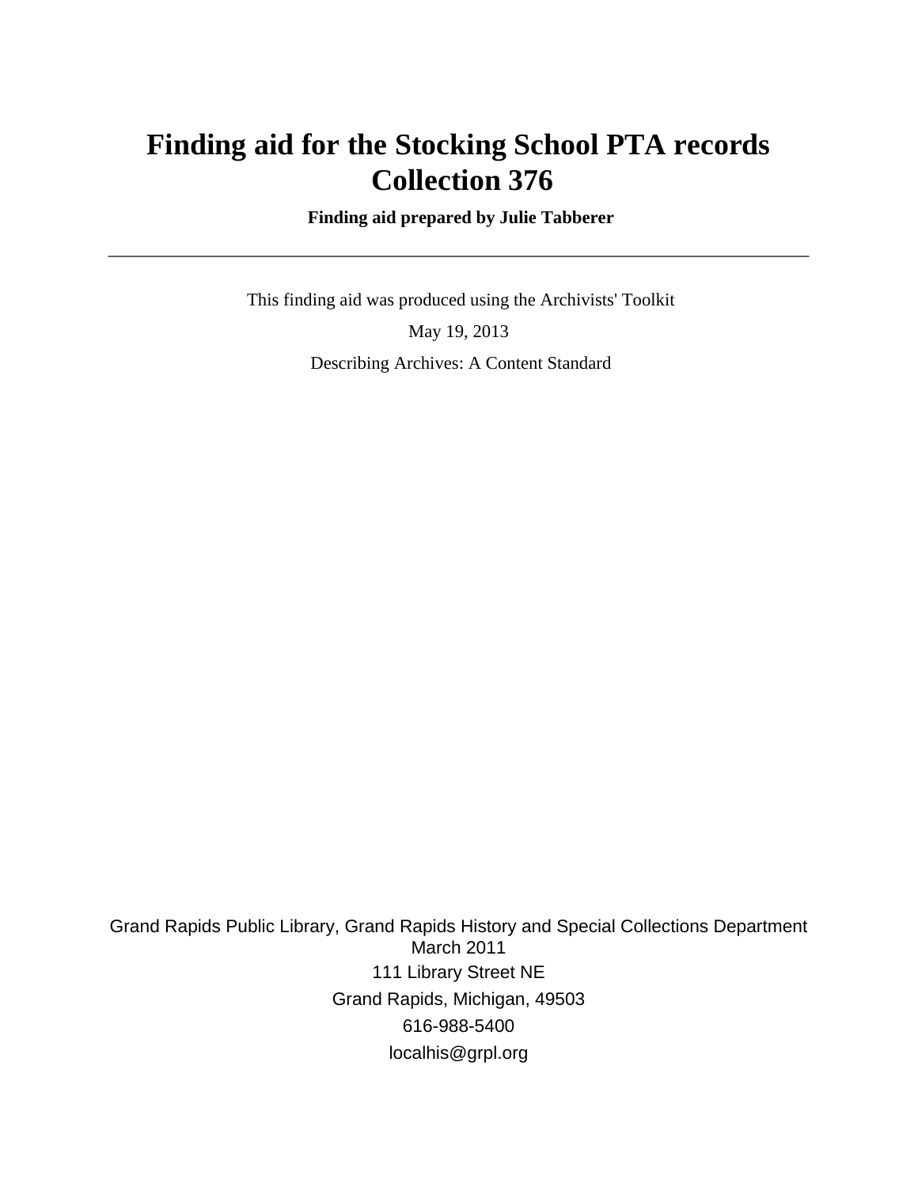# Finding aid for the Stocking School PTA records Collection 376

**Finding aid prepared by Julie Tabberer**

---

This finding aid was produced using the Archivists' Toolkit

May 19, 2013

Describing Archives: A Content Standard

Grand Rapids Public Library, Grand Rapids History and Special Collections Department
March 2011
111 Library Street NE
Grand Rapids, Michigan, 49503
616-988-5400
localhis@grpl.org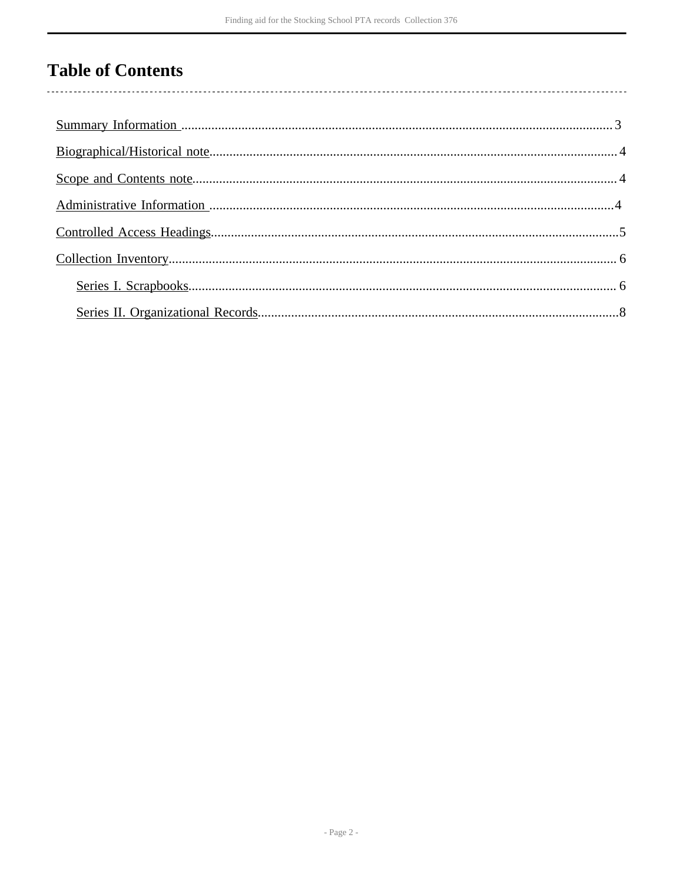# Table of Contents

- Summary Information ........................................ 3
- Biographical/Historical note ........................................ 4
- Scope and Contents note ........................................ 4
- Administrative Information ........................................ 4
- Controlled Access Headings ........................................ 5
- Collection Inventory ........................................ 6
  - Series I. Scrapbooks ........................................ 6
  - Series II. Organizational Records ........................................ 8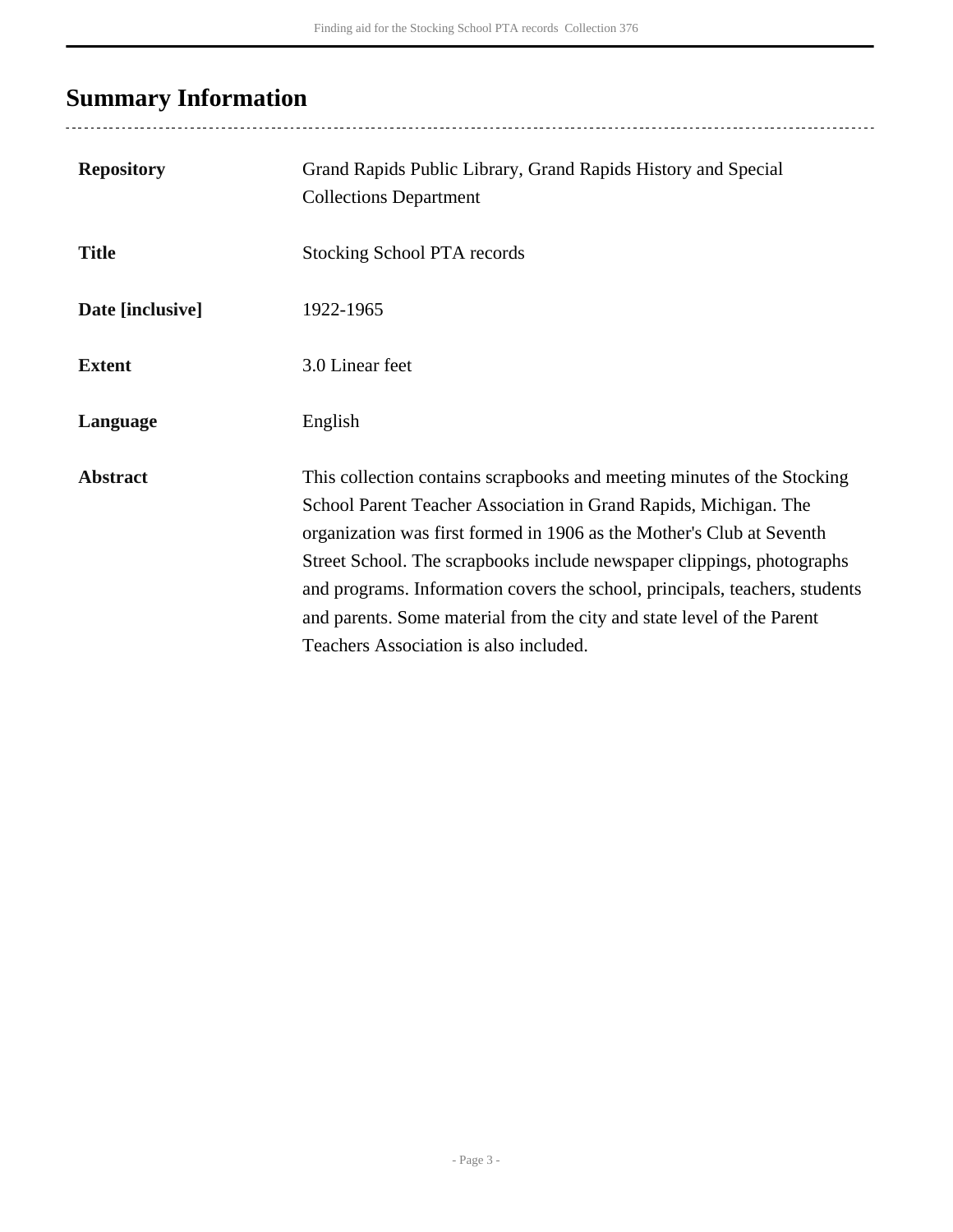## Summary Information

| | |
|---|---|
| **Repository** | Grand Rapids Public Library, Grand Rapids History and Special Collections Department |
| **Title** | Stocking School PTA records |
| **Date [inclusive]** | 1922-1965 |
| **Extent** | 3.0 Linear feet |
| **Language** | English |
| **Abstract** | This collection contains scrapbooks and meeting minutes of the Stocking School Parent Teacher Association in Grand Rapids, Michigan. The organization was first formed in 1906 as the Mother's Club at Seventh Street School. The scrapbooks include newspaper clippings, photographs and programs. Information covers the school, principals, teachers, students and parents. Some material from the city and state level of the Parent Teachers Association is also included. |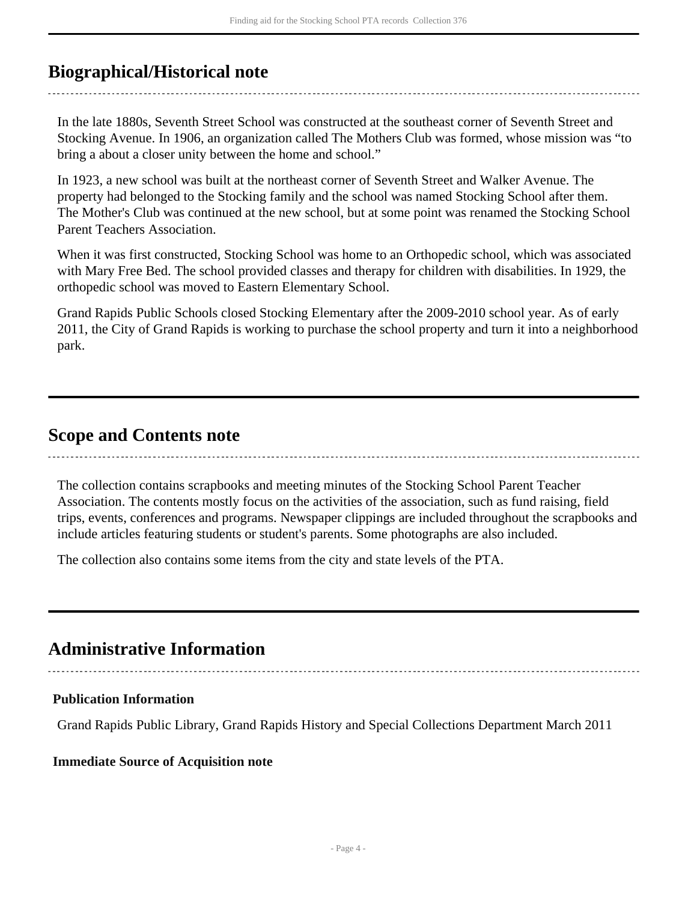## Biographical/Historical note

In the late 1880s, Seventh Street School was constructed at the southeast corner of Seventh Street and Stocking Avenue. In 1906, an organization called The Mothers Club was formed, whose mission was "to bring a about a closer unity between the home and school."

In 1923, a new school was built at the northeast corner of Seventh Street and Walker Avenue. The property had belonged to the Stocking family and the school was named Stocking School after them. The Mother's Club was continued at the new school, but at some point was renamed the Stocking School Parent Teachers Association.

When it was first constructed, Stocking School was home to an Orthopedic school, which was associated with Mary Free Bed. The school provided classes and therapy for children with disabilities. In 1929, the orthopedic school was moved to Eastern Elementary School.

Grand Rapids Public Schools closed Stocking Elementary after the 2009-2010 school year. As of early 2011, the City of Grand Rapids is working to purchase the school property and turn it into a neighborhood park.

## Scope and Contents note

The collection contains scrapbooks and meeting minutes of the Stocking School Parent Teacher Association. The contents mostly focus on the activities of the association, such as fund raising, field trips, events, conferences and programs. Newspaper clippings are included throughout the scrapbooks and include articles featuring students or student's parents. Some photographs are also included.

The collection also contains some items from the city and state levels of the PTA.

## Administrative Information

**Publication Information**

Grand Rapids Public Library, Grand Rapids History and Special Collections Department March 2011

**Immediate Source of Acquisition note**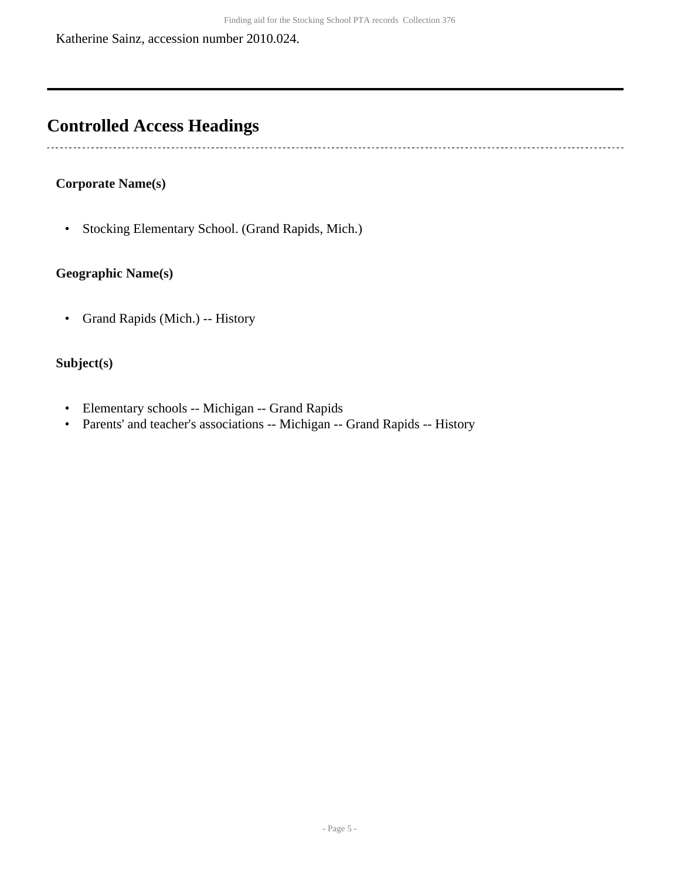Katherine Sainz, accession number 2010.024.

## Controlled Access Headings

**Corporate Name(s)**

- Stocking Elementary School. (Grand Rapids, Mich.)

**Geographic Name(s)**

- Grand Rapids (Mich.) -- History

**Subject(s)**

- Elementary schools -- Michigan -- Grand Rapids
- Parents' and teacher's associations -- Michigan -- Grand Rapids -- History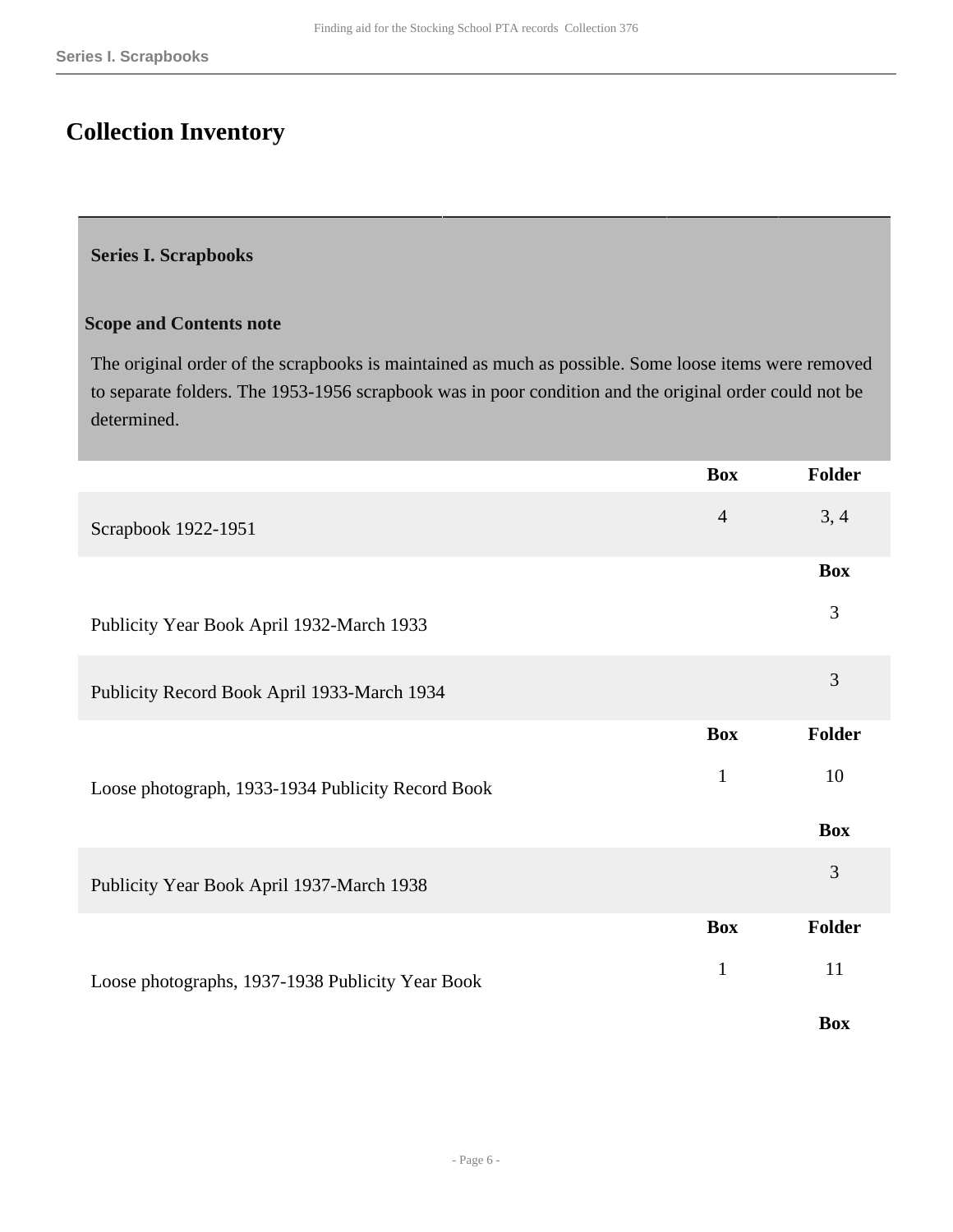# Collection Inventory

**Series I. Scrapbooks**

**Scope and Contents note**

The original order of the scrapbooks is maintained as much as possible. Some loose items were removed to separate folders. The 1953-1956 scrapbook was in poor condition and the original order could not be determined.

| | Box | Folder |
|---|---|---|
| Scrapbook 1922-1951 | 4 | 3, 4 |
| | | **Box** |
| Publicity Year Book April 1932-March 1933 | | 3 |
| Publicity Record Book April 1933-March 1934 | | 3 |
| | **Box** | **Folder** |
| Loose photograph, 1933-1934 Publicity Record Book | 1 | 10 |
| | | **Box** |
| Publicity Year Book April 1937-March 1938 | | 3 |
| | **Box** | **Folder** |
| Loose photographs, 1937-1938 Publicity Year Book | 1 | 11 |
| | | **Box** |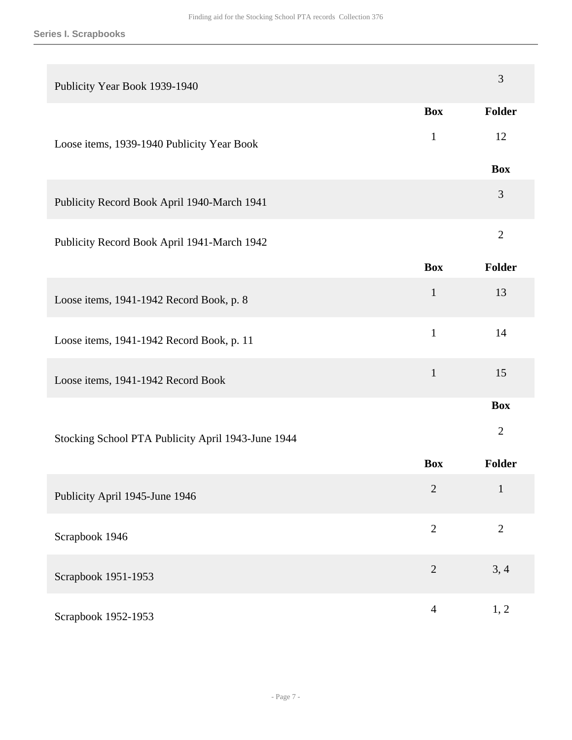## Series I. Scrapbooks

| | | |
|---|---|---|
| Publicity Year Book 1939-1940 | | 3 |
| | **Box** | **Folder** |
| Loose items, 1939-1940 Publicity Year Book | 1 | 12 |
| | | **Box** |
| Publicity Record Book April 1940-March 1941 | | 3 |
| Publicity Record Book April 1941-March 1942 | | 2 |
| | **Box** | **Folder** |
| Loose items, 1941-1942 Record Book, p. 8 | 1 | 13 |
| Loose items, 1941-1942 Record Book, p. 11 | 1 | 14 |
| Loose items, 1941-1942 Record Book | 1 | 15 |
| | | **Box** |
| Stocking School PTA Publicity April 1943-June 1944 | | 2 |
| | **Box** | **Folder** |
| Publicity April 1945-June 1946 | 2 | 1 |
| Scrapbook 1946 | 2 | 2 |
| Scrapbook 1951-1953 | 2 | 3, 4 |
| Scrapbook 1952-1953 | 4 | 1, 2 |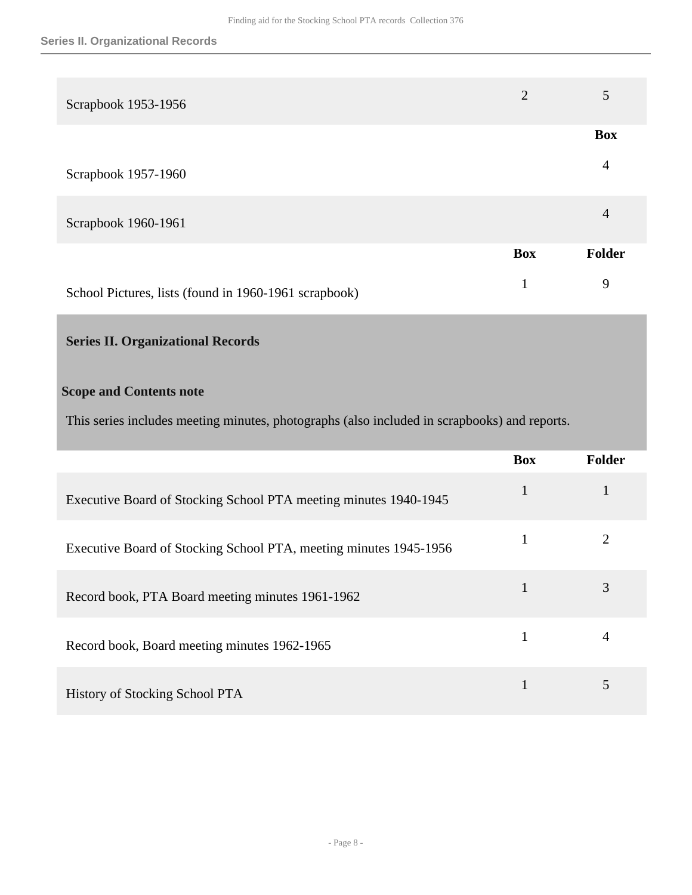| | | |
|---|---|---|
| Scrapbook 1953-1956 | 2 | 5 |

| | Box |
|---|---|
| Scrapbook 1957-1960 | 4 |
| Scrapbook 1960-1961 | 4 |

| | Box | Folder |
|---|---|---|
| School Pictures, lists (found in 1960-1961 scrapbook) | 1 | 9 |

### Series II. Organizational Records

**Scope and Contents note**

This series includes meeting minutes, photographs (also included in scrapbooks) and reports.

| | Box | Folder |
|---|---|---|
| Executive Board of Stocking School PTA meeting minutes 1940-1945 | 1 | 1 |
| Executive Board of Stocking School PTA, meeting minutes 1945-1956 | 1 | 2 |
| Record book, PTA Board meeting minutes 1961-1962 | 1 | 3 |
| Record book, Board meeting minutes 1962-1965 | 1 | 4 |
| History of Stocking School PTA | 1 | 5 |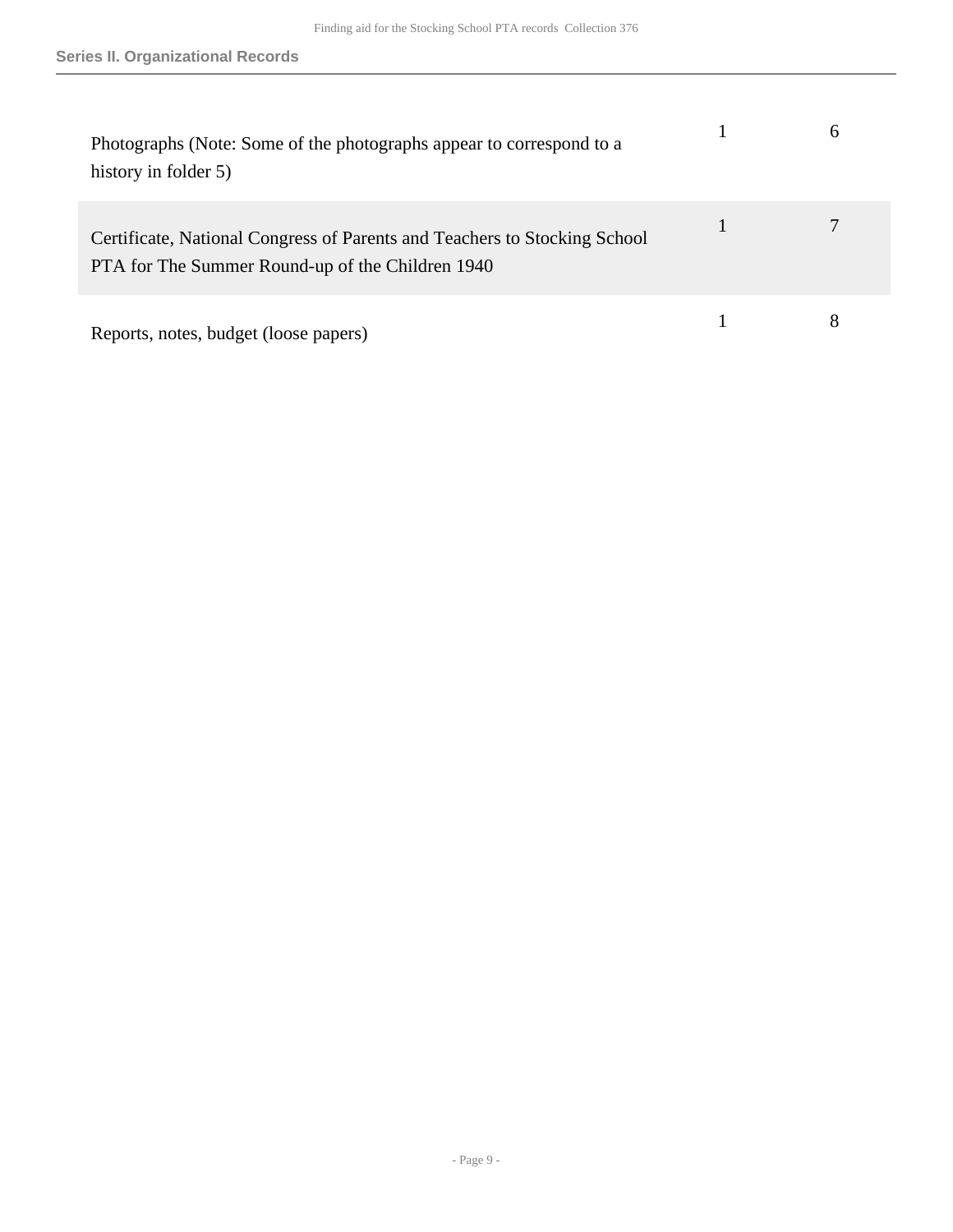| | | |
|---|---|---|
| Photographs (Note: Some of the photographs appear to correspond to a history in folder 5) | 1 | 6 |
| Certificate, National Congress of Parents and Teachers to Stocking School PTA for The Summer Round-up of the Children 1940 | 1 | 7 |
| Reports, notes, budget (loose papers) | 1 | 8 |